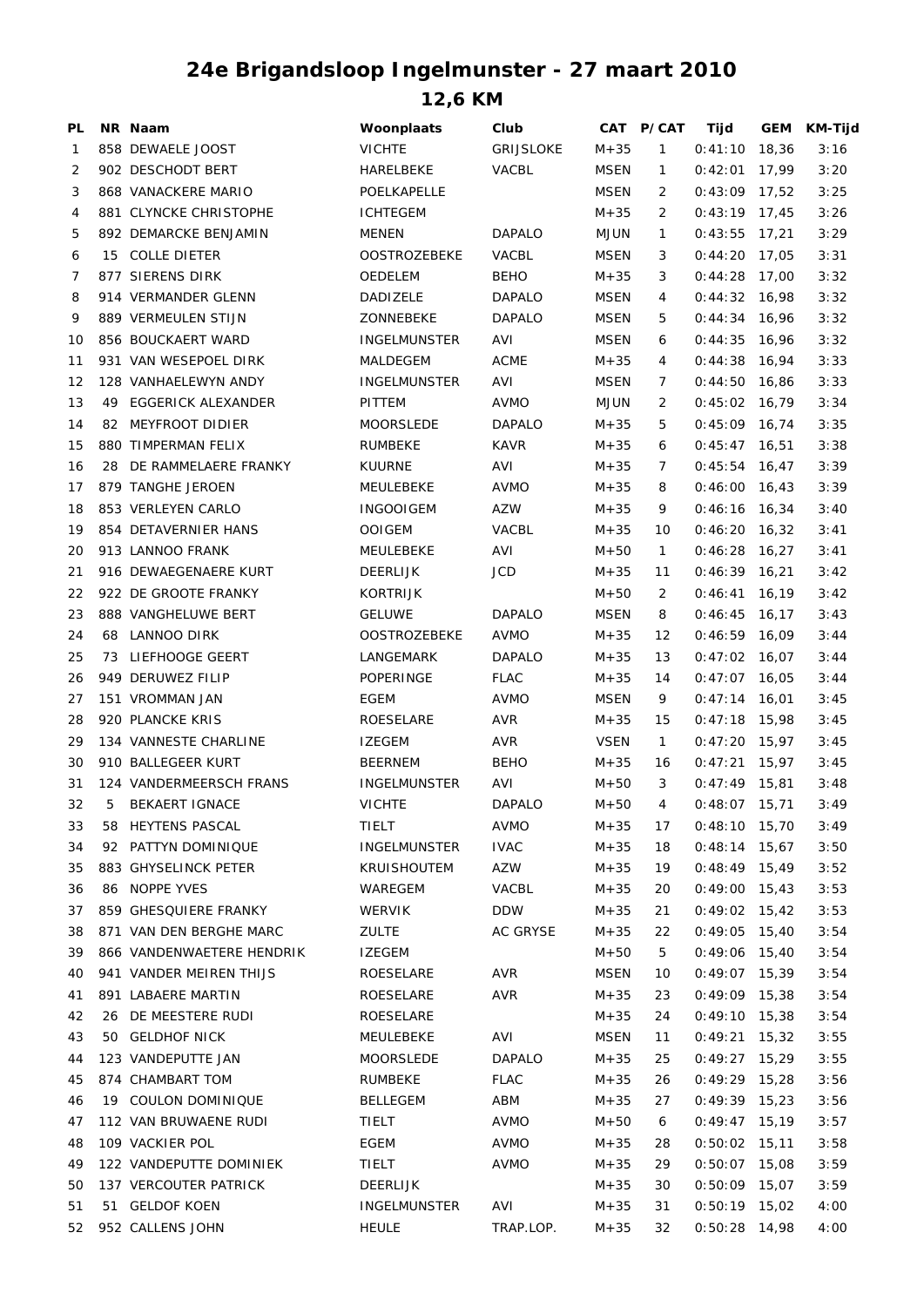# 24e Brigandsloop Ingelmunster - 27 maart 2010

## 12,6 KM

| PL | NR | Naam | Woonplaats | Club | CAT | P/CAT | Tijd | GEM | KM-Tijd |
|---|---|---|---|---|---|---|---|---|---|
| 1 | 858 | DEWAELE JOOST | VICHTE | GRIJSLOKE | M+35 | 1 | 0:41:10 | 18,36 | 3:16 |
| 2 | 902 | DESCHODT BERT | HARELBEKE | VACBL | MSEN | 1 | 0:42:01 | 17,99 | 3:20 |
| 3 | 868 | VANACKERE MARIO | POELKAPELLE | | MSEN | 2 | 0:43:09 | 17,52 | 3:25 |
| 4 | 881 | CLYNCKE CHRISTOPHE | ICHTEGEM | | M+35 | 2 | 0:43:19 | 17,45 | 3:26 |
| 5 | 892 | DEMARCKE BENJAMIN | MENEN | DAPALO | MJUN | 1 | 0:43:55 | 17,21 | 3:29 |
| 6 | 15 | COLLE DIETER | OOSTROZEBEKE | VACBL | MSEN | 3 | 0:44:20 | 17,05 | 3:31 |
| 7 | 877 | SIERENS DIRK | OEDELEM | BEHO | M+35 | 3 | 0:44:28 | 17,00 | 3:32 |
| 8 | 914 | VERMANDER GLENN | DADIZELE | DAPALO | MSEN | 4 | 0:44:32 | 16,98 | 3:32 |
| 9 | 889 | VERMEULEN STIJN | ZONNEBEKE | DAPALO | MSEN | 5 | 0:44:34 | 16,96 | 3:32 |
| 10 | 856 | BOUCKAERT WARD | INGELMUNSTER | AVI | MSEN | 6 | 0:44:35 | 16,96 | 3:32 |
| 11 | 931 | VAN WESEPOEL DIRK | MALDEGEM | ACME | M+35 | 4 | 0:44:38 | 16,94 | 3:33 |
| 12 | 128 | VANHAELEWYN ANDY | INGELMUNSTER | AVI | MSEN | 7 | 0:44:50 | 16,86 | 3:33 |
| 13 | 49 | EGGERICK ALEXANDER | PITTEM | AVMO | MJUN | 2 | 0:45:02 | 16,79 | 3:34 |
| 14 | 82 | MEYFROOT DIDIER | MOORSLEDE | DAPALO | M+35 | 5 | 0:45:09 | 16,74 | 3:35 |
| 15 | 880 | TIMPERMAN FELIX | RUMBEKE | KAVR | M+35 | 6 | 0:45:47 | 16,51 | 3:38 |
| 16 | 28 | DE RAMMELAERE FRANKY | KUURNE | AVI | M+35 | 7 | 0:45:54 | 16,47 | 3:39 |
| 17 | 879 | TANGHE JEROEN | MEULEBEKE | AVMO | M+35 | 8 | 0:46:00 | 16,43 | 3:39 |
| 18 | 853 | VERLEYEN CARLO | INGOOIGEM | AZW | M+35 | 9 | 0:46:16 | 16,34 | 3:40 |
| 19 | 854 | DETAVERNIER HANS | OOIGEM | VACBL | M+35 | 10 | 0:46:20 | 16,32 | 3:41 |
| 20 | 913 | LANNOO FRANK | MEULEBEKE | AVI | M+50 | 1 | 0:46:28 | 16,27 | 3:41 |
| 21 | 916 | DEWAEGENAERE KURT | DEERLIJK | JCD | M+35 | 11 | 0:46:39 | 16,21 | 3:42 |
| 22 | 922 | DE GROOTE FRANKY | KORTRIJK | | M+50 | 2 | 0:46:41 | 16,19 | 3:42 |
| 23 | 888 | VANGHELUWE BERT | GELUWE | DAPALO | MSEN | 8 | 0:46:45 | 16,17 | 3:43 |
| 24 | 68 | LANNOO DIRK | OOSTROZEBEKE | AVMO | M+35 | 12 | 0:46:59 | 16,09 | 3:44 |
| 25 | 73 | LIEFHOOGE GEERT | LANGEMARK | DAPALO | M+35 | 13 | 0:47:02 | 16,07 | 3:44 |
| 26 | 949 | DERUWEZ FILIP | POPERINGE | FLAC | M+35 | 14 | 0:47:07 | 16,05 | 3:44 |
| 27 | 151 | VROMMAN JAN | EGEM | AVMO | MSEN | 9 | 0:47:14 | 16,01 | 3:45 |
| 28 | 920 | PLANCKE KRIS | ROESELARE | AVR | M+35 | 15 | 0:47:18 | 15,98 | 3:45 |
| 29 | 134 | VANNESTE CHARLINE | IZEGEM | AVR | VSEN | 1 | 0:47:20 | 15,97 | 3:45 |
| 30 | 910 | BALLEGEER KURT | BEERNEM | BEHO | M+35 | 16 | 0:47:21 | 15,97 | 3:45 |
| 31 | 124 | VANDERMEERSCH FRANS | INGELMUNSTER | AVI | M+50 | 3 | 0:47:49 | 15,81 | 3:48 |
| 32 | 5 | BEKAERT IGNACE | VICHTE | DAPALO | M+50 | 4 | 0:48:07 | 15,71 | 3:49 |
| 33 | 58 | HEYTENS PASCAL | TIELT | AVMO | M+35 | 17 | 0:48:10 | 15,70 | 3:49 |
| 34 | 92 | PATTYN DOMINIQUE | INGELMUNSTER | IVAC | M+35 | 18 | 0:48:14 | 15,67 | 3:50 |
| 35 | 883 | GHYSELINCK PETER | KRUISHOUTEM | AZW | M+35 | 19 | 0:48:49 | 15,49 | 3:52 |
| 36 | 86 | NOPPE YVES | WAREGEM | VACBL | M+35 | 20 | 0:49:00 | 15,43 | 3:53 |
| 37 | 859 | GHESQUIERE FRANKY | WERVIK | DDW | M+35 | 21 | 0:49:02 | 15,42 | 3:53 |
| 38 | 871 | VAN DEN BERGHE MARC | ZULTE | AC GRYSE | M+35 | 22 | 0:49:05 | 15,40 | 3:54 |
| 39 | 866 | VANDENWAETERE HENDRIK | IZEGEM | | M+50 | 5 | 0:49:06 | 15,40 | 3:54 |
| 40 | 941 | VANDER MEIREN THIJS | ROESELARE | AVR | MSEN | 10 | 0:49:07 | 15,39 | 3:54 |
| 41 | 891 | LABAERE MARTIN | ROESELARE | AVR | M+35 | 23 | 0:49:09 | 15,38 | 3:54 |
| 42 | 26 | DE MEESTERE RUDI | ROESELARE | | M+35 | 24 | 0:49:10 | 15,38 | 3:54 |
| 43 | 50 | GELDHOF NICK | MEULEBEKE | AVI | MSEN | 11 | 0:49:21 | 15,32 | 3:55 |
| 44 | 123 | VANDEPUTTE JAN | MOORSLEDE | DAPALO | M+35 | 25 | 0:49:27 | 15,29 | 3:55 |
| 45 | 874 | CHAMBART TOM | RUMBEKE | FLAC | M+35 | 26 | 0:49:29 | 15,28 | 3:56 |
| 46 | 19 | COULON DOMINIQUE | BELLEGEM | ABM | M+35 | 27 | 0:49:39 | 15,23 | 3:56 |
| 47 | 112 | VAN BRUWAENE RUDI | TIELT | AVMO | M+50 | 6 | 0:49:47 | 15,19 | 3:57 |
| 48 | 109 | VACKIER POL | EGEM | AVMO | M+35 | 28 | 0:50:02 | 15,11 | 3:58 |
| 49 | 122 | VANDEPUTTE DOMINIEK | TIELT | AVMO | M+35 | 29 | 0:50:07 | 15,08 | 3:59 |
| 50 | 137 | VERCOUTER PATRICK | DEERLIJK | | M+35 | 30 | 0:50:09 | 15,07 | 3:59 |
| 51 | 51 | GELDOF KOEN | INGELMUNSTER | AVI | M+35 | 31 | 0:50:19 | 15,02 | 4:00 |
| 52 | 952 | CALLENS JOHN | HEULE | TRAP.LOP. | M+35 | 32 | 0:50:28 | 14,98 | 4:00 |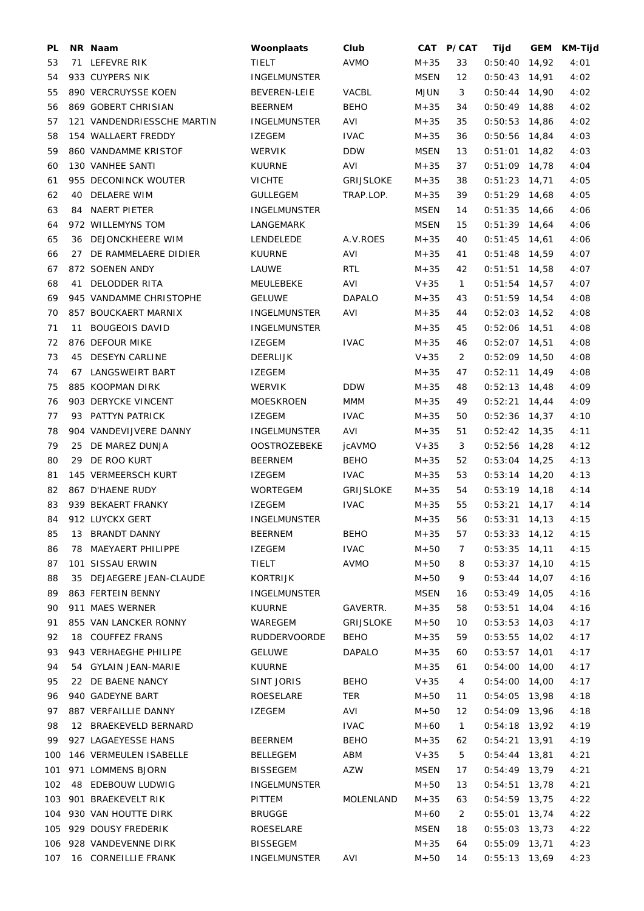| PL | NR | Naam | Woonplaats | Club | CAT | P/CAT | Tijd | GEM | KM-Tijd |
|---|---|---|---|---|---|---|---|---|---|
| 53 | 71 | LEFEVRE RIK | TIELT | AVMO | M+35 | 33 | 0:50:40 | 14,92 | 4:01 |
| 54 | 933 | CUYPERS NIK | INGELMUNSTER | | MSEN | 12 | 0:50:43 | 14,91 | 4:02 |
| 55 | 890 | VERCRUYSSE KOEN | BEVEREN-LEIE | VACBL | MJUN | 3 | 0:50:44 | 14,90 | 4:02 |
| 56 | 869 | GOBERT CHRISIAN | BEERNEM | BEHO | M+35 | 34 | 0:50:49 | 14,88 | 4:02 |
| 57 | 121 | VANDENDRIESSCHE MARTIN | INGELMUNSTER | AVI | M+35 | 35 | 0:50:53 | 14,86 | 4:02 |
| 58 | 154 | WALLAERT FREDDY | IZEGEM | IVAC | M+35 | 36 | 0:50:56 | 14,84 | 4:03 |
| 59 | 860 | VANDAMME KRISTOF | WERVIK | DDW | MSEN | 13 | 0:51:01 | 14,82 | 4:03 |
| 60 | 130 | VANHEE SANTI | KUURNE | AVI | M+35 | 37 | 0:51:09 | 14,78 | 4:04 |
| 61 | 955 | DECONINCK WOUTER | VICHTE | GRIJSLOKE | M+35 | 38 | 0:51:23 | 14,71 | 4:05 |
| 62 | 40 | DELAERE WIM | GULLEGEM | TRAP.LOP. | M+35 | 39 | 0:51:29 | 14,68 | 4:05 |
| 63 | 84 | NAERT PIETER | INGELMUNSTER | | MSEN | 14 | 0:51:35 | 14,66 | 4:06 |
| 64 | 972 | WILLEMYNS TOM | LANGEMARK | | MSEN | 15 | 0:51:39 | 14,64 | 4:06 |
| 65 | 36 | DEJONCKHEERE WIM | LENDELEDE | A.V.ROES | M+35 | 40 | 0:51:45 | 14,61 | 4:06 |
| 66 | 27 | DE RAMMELAERE DIDIER | KUURNE | AVI | M+35 | 41 | 0:51:48 | 14,59 | 4:07 |
| 67 | 872 | SOENEN ANDY | LAUWE | RTL | M+35 | 42 | 0:51:51 | 14,58 | 4:07 |
| 68 | 41 | DELODDER RITA | MEULEBEKE | AVI | V+35 | 1 | 0:51:54 | 14,57 | 4:07 |
| 69 | 945 | VANDAMME CHRISTOPHE | GELUWE | DAPALO | M+35 | 43 | 0:51:59 | 14,54 | 4:08 |
| 70 | 857 | BOUCKAERT MARNIX | INGELMUNSTER | AVI | M+35 | 44 | 0:52:03 | 14,52 | 4:08 |
| 71 | 11 | BOUGEOIS DAVID | INGELMUNSTER | | M+35 | 45 | 0:52:06 | 14,51 | 4:08 |
| 72 | 876 | DEFOUR MIKE | IZEGEM | IVAC | M+35 | 46 | 0:52:07 | 14,51 | 4:08 |
| 73 | 45 | DESEYN CARLINE | DEERLIJK | | V+35 | 2 | 0:52:09 | 14,50 | 4:08 |
| 74 | 67 | LANGSWEIRT BART | IZEGEM | | M+35 | 47 | 0:52:11 | 14,49 | 4:08 |
| 75 | 885 | KOOPMAN DIRK | WERVIK | DDW | M+35 | 48 | 0:52:13 | 14,48 | 4:09 |
| 76 | 903 | DERYCKE VINCENT | MOESKROEN | MMM | M+35 | 49 | 0:52:21 | 14,44 | 4:09 |
| 77 | 93 | PATTYN PATRICK | IZEGEM | IVAC | M+35 | 50 | 0:52:36 | 14,37 | 4:10 |
| 78 | 904 | VANDEVIJVERE DANNY | INGELMUNSTER | AVI | M+35 | 51 | 0:52:42 | 14,35 | 4:11 |
| 79 | 25 | DE MAREZ DUNJA | OOSTROZEBEKE | jcAVMO | V+35 | 3 | 0:52:56 | 14,28 | 4:12 |
| 80 | 29 | DE ROO KURT | BEERNEM | BEHO | M+35 | 52 | 0:53:04 | 14,25 | 4:13 |
| 81 | 145 | VERMEERSCH KURT | IZEGEM | IVAC | M+35 | 53 | 0:53:14 | 14,20 | 4:13 |
| 82 | 867 | D'HAENE RUDY | WORTEGEM | GRIJSLOKE | M+35 | 54 | 0:53:19 | 14,18 | 4:14 |
| 83 | 939 | BEKAERT FRANKY | IZEGEM | IVAC | M+35 | 55 | 0:53:21 | 14,17 | 4:14 |
| 84 | 912 | LUYCKX GERT | INGELMUNSTER | | M+35 | 56 | 0:53:31 | 14,13 | 4:15 |
| 85 | 13 | BRANDT DANNY | BEERNEM | BEHO | M+35 | 57 | 0:53:33 | 14,12 | 4:15 |
| 86 | 78 | MAEYAERT PHILIPPE | IZEGEM | IVAC | M+50 | 7 | 0:53:35 | 14,11 | 4:15 |
| 87 | 101 | SISSAU ERWIN | TIELT | AVMO | M+50 | 8 | 0:53:37 | 14,10 | 4:15 |
| 88 | 35 | DEJAEGERE JEAN-CLAUDE | KORTRIJK | | M+50 | 9 | 0:53:44 | 14,07 | 4:16 |
| 89 | 863 | FERTEIN BENNY | INGELMUNSTER | | MSEN | 16 | 0:53:49 | 14,05 | 4:16 |
| 90 | 911 | MAES WERNER | KUURNE | GAVERTR. | M+35 | 58 | 0:53:51 | 14,04 | 4:16 |
| 91 | 855 | VAN LANCKER RONNY | WAREGEM | GRIJSLOKE | M+50 | 10 | 0:53:53 | 14,03 | 4:17 |
| 92 | 18 | COUFFEZ FRANS | RUDDERVOORDE | BEHO | M+35 | 59 | 0:53:55 | 14,02 | 4:17 |
| 93 | 943 | VERHAEGHE PHILIPE | GELUWE | DAPALO | M+35 | 60 | 0:53:57 | 14,01 | 4:17 |
| 94 | 54 | GYLAIN JEAN-MARIE | KUURNE | | M+35 | 61 | 0:54:00 | 14,00 | 4:17 |
| 95 | 22 | DE BAENE NANCY | SINT JORIS | BEHO | V+35 | 4 | 0:54:00 | 14,00 | 4:17 |
| 96 | 940 | GADEYNE BART | ROESELARE | TER | M+50 | 11 | 0:54:05 | 13,98 | 4:18 |
| 97 | 887 | VERFAILLIE DANNY | IZEGEM | AVI | M+50 | 12 | 0:54:09 | 13,96 | 4:18 |
| 98 | 12 | BRAEKEVELD BERNARD | | IVAC | M+60 | 1 | 0:54:18 | 13,92 | 4:19 |
| 99 | 927 | LAGAEYESSE HANS | BEERNEM | BEHO | M+35 | 62 | 0:54:21 | 13,91 | 4:19 |
| 100 | 146 | VERMEULEN ISABELLE | BELLEGEM | ABM | V+35 | 5 | 0:54:44 | 13,81 | 4:21 |
| 101 | 971 | LOMMENS BJORN | BISSEGEM | AZW | MSEN | 17 | 0:54:49 | 13,79 | 4:21 |
| 102 | 48 | EDEBOUW LUDWIG | INGELMUNSTER | | M+50 | 13 | 0:54:51 | 13,78 | 4:21 |
| 103 | 901 | BRAEKEVELT RIK | PITTEM | MOLENLAND | M+35 | 63 | 0:54:59 | 13,75 | 4:22 |
| 104 | 930 | VAN HOUTTE DIRK | BRUGGE | | M+60 | 2 | 0:55:01 | 13,74 | 4:22 |
| 105 | 929 | DOUSY FREDERIK | ROESELARE | | MSEN | 18 | 0:55:03 | 13,73 | 4:22 |
| 106 | 928 | VANDEVENNE DIRK | BISSEGEM | | M+35 | 64 | 0:55:09 | 13,71 | 4:23 |
| 107 | 16 | CORNEILLIE FRANK | INGELMUNSTER | AVI | M+50 | 14 | 0:55:13 | 13,69 | 4:23 |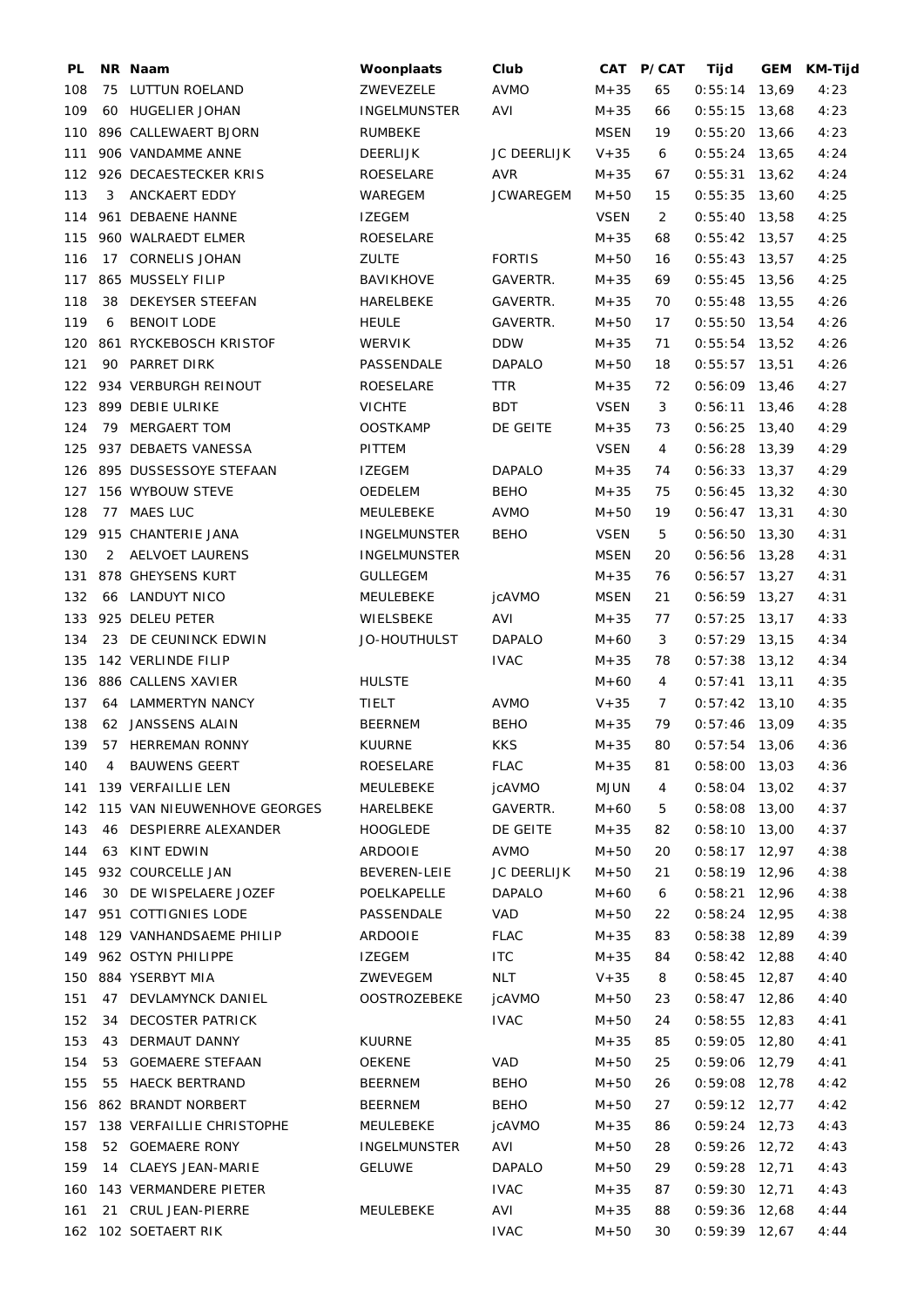| PL | NR | Naam | Woonplaats | Club | CAT | P/CAT | Tijd | GEM | KM-Tijd |
|---|---|---|---|---|---|---|---|---|---|
| 108 | 75 | LUTTUN ROELAND | ZWEVEZELE | AVMO | M+35 | 65 | 0:55:14 | 13,69 | 4:23 |
| 109 | 60 | HUGELIER JOHAN | INGELMUNSTER | AVI | M+35 | 66 | 0:55:15 | 13,68 | 4:23 |
| 110 | 896 | CALLEWAERT BJORN | RUMBEKE | | MSEN | 19 | 0:55:20 | 13,66 | 4:23 |
| 111 | 906 | VANDAMME ANNE | DEERLIJK | JC DEERLIJK | V+35 | 6 | 0:55:24 | 13,65 | 4:24 |
| 112 | 926 | DECAESTECKER KRIS | ROESELARE | AVR | M+35 | 67 | 0:55:31 | 13,62 | 4:24 |
| 113 | 3 | ANCKAERT EDDY | WAREGEM | JCWAREGEM | M+50 | 15 | 0:55:35 | 13,60 | 4:25 |
| 114 | 961 | DEBAENE HANNE | IZEGEM | | VSEN | 2 | 0:55:40 | 13,58 | 4:25 |
| 115 | 960 | WALRAEDT ELMER | ROESELARE | | M+35 | 68 | 0:55:42 | 13,57 | 4:25 |
| 116 | 17 | CORNELIS JOHAN | ZULTE | FORTIS | M+50 | 16 | 0:55:43 | 13,57 | 4:25 |
| 117 | 865 | MUSSELY FILIP | BAVIKHOVE | GAVERTR. | M+35 | 69 | 0:55:45 | 13,56 | 4:25 |
| 118 | 38 | DEKEYSER STEEFAN | HARELBEKE | GAVERTR. | M+35 | 70 | 0:55:48 | 13,55 | 4:26 |
| 119 | 6 | BENOIT LODE | HEULE | GAVERTR. | M+50 | 17 | 0:55:50 | 13,54 | 4:26 |
| 120 | 861 | RYCKEBOSCH KRISTOF | WERVIK | DDW | M+35 | 71 | 0:55:54 | 13,52 | 4:26 |
| 121 | 90 | PARRET DIRK | PASSENDALE | DAPALO | M+50 | 18 | 0:55:57 | 13,51 | 4:26 |
| 122 | 934 | VERBURGH REINOUT | ROESELARE | TTR | M+35 | 72 | 0:56:09 | 13,46 | 4:27 |
| 123 | 899 | DEBIE ULRIKE | VICHTE | BDT | VSEN | 3 | 0:56:11 | 13,46 | 4:28 |
| 124 | 79 | MERGAERT TOM | OOSTKAMP | DE GEITE | M+35 | 73 | 0:56:25 | 13,40 | 4:29 |
| 125 | 937 | DEBAETS VANESSA | PITTEM | | VSEN | 4 | 0:56:28 | 13,39 | 4:29 |
| 126 | 895 | DUSSESSOYE STEFAAN | IZEGEM | DAPALO | M+35 | 74 | 0:56:33 | 13,37 | 4:29 |
| 127 | 156 | WYBOUW STEVE | OEDELEM | BEHO | M+35 | 75 | 0:56:45 | 13,32 | 4:30 |
| 128 | 77 | MAES LUC | MEULEBEKE | AVMO | M+50 | 19 | 0:56:47 | 13,31 | 4:30 |
| 129 | 915 | CHANTERIE JANA | INGELMUNSTER | BEHO | VSEN | 5 | 0:56:50 | 13,30 | 4:31 |
| 130 | 2 | AELVOET LAURENS | INGELMUNSTER | | MSEN | 20 | 0:56:56 | 13,28 | 4:31 |
| 131 | 878 | GHEYSENS KURT | GULLEGEM | | M+35 | 76 | 0:56:57 | 13,27 | 4:31 |
| 132 | 66 | LANDUYT NICO | MEULEBEKE | jcAVMO | MSEN | 21 | 0:56:59 | 13,27 | 4:31 |
| 133 | 925 | DELEU PETER | WIELSBEKE | AVI | M+35 | 77 | 0:57:25 | 13,17 | 4:33 |
| 134 | 23 | DE CEUNINCK EDWIN | JO-HOUTHULST | DAPALO | M+60 | 3 | 0:57:29 | 13,15 | 4:34 |
| 135 | 142 | VERLINDE FILIP | | IVAC | M+35 | 78 | 0:57:38 | 13,12 | 4:34 |
| 136 | 886 | CALLENS XAVIER | HULSTE | | M+60 | 4 | 0:57:41 | 13,11 | 4:35 |
| 137 | 64 | LAMMERTYN NANCY | TIELT | AVMO | V+35 | 7 | 0:57:42 | 13,10 | 4:35 |
| 138 | 62 | JANSSENS ALAIN | BEERNEM | BEHO | M+35 | 79 | 0:57:46 | 13,09 | 4:35 |
| 139 | 57 | HERREMAN RONNY | KUURNE | KKS | M+35 | 80 | 0:57:54 | 13,06 | 4:36 |
| 140 | 4 | BAUWENS GEERT | ROESELARE | FLAC | M+35 | 81 | 0:58:00 | 13,03 | 4:36 |
| 141 | 139 | VERFAILLIE LEN | MEULEBEKE | jcAVMO | MJUN | 4 | 0:58:04 | 13,02 | 4:37 |
| 142 | 115 | VAN NIEUWENHOVE GEORGES | HARELBEKE | GAVERTR. | M+60 | 5 | 0:58:08 | 13,00 | 4:37 |
| 143 | 46 | DESPIERRE ALEXANDER | HOOGLEDE | DE GEITE | M+35 | 82 | 0:58:10 | 13,00 | 4:37 |
| 144 | 63 | KINT EDWIN | ARDOOIE | AVMO | M+50 | 20 | 0:58:17 | 12,97 | 4:38 |
| 145 | 932 | COURCELLE JAN | BEVEREN-LEIE | JC DEERLIJK | M+50 | 21 | 0:58:19 | 12,96 | 4:38 |
| 146 | 30 | DE WISPELAERE JOZEF | POELKAPELLE | DAPALO | M+60 | 6 | 0:58:21 | 12,96 | 4:38 |
| 147 | 951 | COTTIGNIES LODE | PASSENDALE | VAD | M+50 | 22 | 0:58:24 | 12,95 | 4:38 |
| 148 | 129 | VANHANDSAEME PHILIP | ARDOOIE | FLAC | M+35 | 83 | 0:58:38 | 12,89 | 4:39 |
| 149 | 962 | OSTYN PHILIPPE | IZEGEM | ITC | M+35 | 84 | 0:58:42 | 12,88 | 4:40 |
| 150 | 884 | YSERBYT MIA | ZWEVEGEM | NLT | V+35 | 8 | 0:58:45 | 12,87 | 4:40 |
| 151 | 47 | DEVLAMYNCK DANIEL | OOSTROZEBEKE | jcAVMO | M+50 | 23 | 0:58:47 | 12,86 | 4:40 |
| 152 | 34 | DECOSTER PATRICK | | IVAC | M+50 | 24 | 0:58:55 | 12,83 | 4:41 |
| 153 | 43 | DERMAUT DANNY | KUURNE | | M+35 | 85 | 0:59:05 | 12,80 | 4:41 |
| 154 | 53 | GOEMAERE STEFAAN | OEKENE | VAD | M+50 | 25 | 0:59:06 | 12,79 | 4:41 |
| 155 | 55 | HAECK BERTRAND | BEERNEM | BEHO | M+50 | 26 | 0:59:08 | 12,78 | 4:42 |
| 156 | 862 | BRANDT NORBERT | BEERNEM | BEHO | M+50 | 27 | 0:59:12 | 12,77 | 4:42 |
| 157 | 138 | VERFAILLIE CHRISTOPHE | MEULEBEKE | jcAVMO | M+35 | 86 | 0:59:24 | 12,73 | 4:43 |
| 158 | 52 | GOEMAERE RONY | INGELMUNSTER | AVI | M+50 | 28 | 0:59:26 | 12,72 | 4:43 |
| 159 | 14 | CLAEYS JEAN-MARIE | GELUWE | DAPALO | M+50 | 29 | 0:59:28 | 12,71 | 4:43 |
| 160 | 143 | VERMANDERE PIETER | | IVAC | M+35 | 87 | 0:59:30 | 12,71 | 4:43 |
| 161 | 21 | CRUL JEAN-PIERRE | MEULEBEKE | AVI | M+35 | 88 | 0:59:36 | 12,68 | 4:44 |
| 162 | 102 | SOETAERT RIK | | IVAC | M+50 | 30 | 0:59:39 | 12,67 | 4:44 |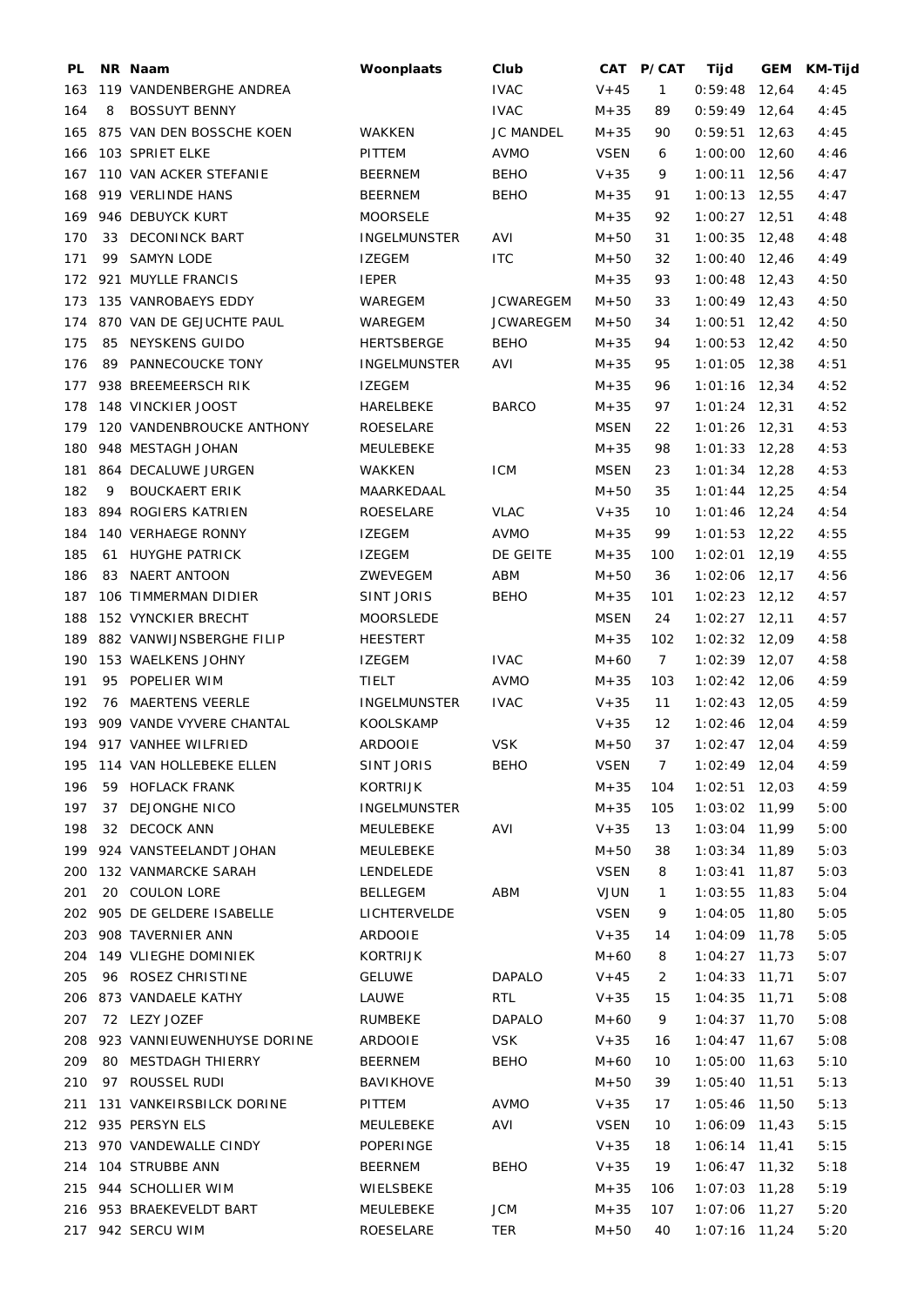| PL | NR | Naam | Woonplaats | Club | CAT | P/CAT | Tijd | GEM | KM-Tijd |
|---|---|---|---|---|---|---|---|---|---|
| 163 | 119 | VANDENBERGHE ANDREA | | IVAC | V+45 | 1 | 0:59:48 | 12,64 | 4:45 |
| 164 | 8 | BOSSUYT BENNY | | IVAC | M+35 | 89 | 0:59:49 | 12,64 | 4:45 |
| 165 | 875 | VAN DEN BOSSCHE KOEN | WAKKEN | JC MANDEL | M+35 | 90 | 0:59:51 | 12,63 | 4:45 |
| 166 | 103 | SPRIET ELKE | PITTEM | AVMO | VSEN | 6 | 1:00:00 | 12,60 | 4:46 |
| 167 | 110 | VAN ACKER STEFANIE | BEERNEM | BEHO | V+35 | 9 | 1:00:11 | 12,56 | 4:47 |
| 168 | 919 | VERLINDE HANS | BEERNEM | BEHO | M+35 | 91 | 1:00:13 | 12,55 | 4:47 |
| 169 | 946 | DEBUYCK KURT | MOORSELE | | M+35 | 92 | 1:00:27 | 12,51 | 4:48 |
| 170 | 33 | DECONINCK BART | INGELMUNSTER | AVI | M+50 | 31 | 1:00:35 | 12,48 | 4:48 |
| 171 | 99 | SAMYN LODE | IZEGEM | ITC | M+50 | 32 | 1:00:40 | 12,46 | 4:49 |
| 172 | 921 | MUYLLE FRANCIS | IEPER | | M+35 | 93 | 1:00:48 | 12,43 | 4:50 |
| 173 | 135 | VANROBAEYS EDDY | WAREGEM | JCWAREGEM | M+50 | 33 | 1:00:49 | 12,43 | 4:50 |
| 174 | 870 | VAN DE GEJUCHTE PAUL | WAREGEM | JCWAREGEM | M+50 | 34 | 1:00:51 | 12,42 | 4:50 |
| 175 | 85 | NEYSKENS GUIDO | HERTSBERGE | BEHO | M+35 | 94 | 1:00:53 | 12,42 | 4:50 |
| 176 | 89 | PANNECOUCKE TONY | INGELMUNSTER | AVI | M+35 | 95 | 1:01:05 | 12,38 | 4:51 |
| 177 | 938 | BREEMEERSCH RIK | IZEGEM | | M+35 | 96 | 1:01:16 | 12,34 | 4:52 |
| 178 | 148 | VINCKIER JOOST | HARELBEKE | BARCO | M+35 | 97 | 1:01:24 | 12,31 | 4:52 |
| 179 | 120 | VANDENBROUCKE ANTHONY | ROESELARE | | MSEN | 22 | 1:01:26 | 12,31 | 4:53 |
| 180 | 948 | MESTAGH JOHAN | MEULEBEKE | | M+35 | 98 | 1:01:33 | 12,28 | 4:53 |
| 181 | 864 | DECALUWE JURGEN | WAKKEN | ICM | MSEN | 23 | 1:01:34 | 12,28 | 4:53 |
| 182 | 9 | BOUCKAERT ERIK | MAARKEDAAL | | M+50 | 35 | 1:01:44 | 12,25 | 4:54 |
| 183 | 894 | ROGIERS KATRIEN | ROESELARE | VLAC | V+35 | 10 | 1:01:46 | 12,24 | 4:54 |
| 184 | 140 | VERHAEGE RONNY | IZEGEM | AVMO | M+35 | 99 | 1:01:53 | 12,22 | 4:55 |
| 185 | 61 | HUYGHE PATRICK | IZEGEM | DE GEITE | M+35 | 100 | 1:02:01 | 12,19 | 4:55 |
| 186 | 83 | NAERT ANTOON | ZWEVEGEM | ABM | M+50 | 36 | 1:02:06 | 12,17 | 4:56 |
| 187 | 106 | TIMMERMAN DIDIER | SINT JORIS | BEHO | M+35 | 101 | 1:02:23 | 12,12 | 4:57 |
| 188 | 152 | VYNCKIER BRECHT | MOORSLEDE | | MSEN | 24 | 1:02:27 | 12,11 | 4:57 |
| 189 | 882 | VANWIJNSBERGHE FILIP | HEESTERT | | M+35 | 102 | 1:02:32 | 12,09 | 4:58 |
| 190 | 153 | WAELKENS JOHNY | IZEGEM | IVAC | M+60 | 7 | 1:02:39 | 12,07 | 4:58 |
| 191 | 95 | POPELIER WIM | TIELT | AVMO | M+35 | 103 | 1:02:42 | 12,06 | 4:59 |
| 192 | 76 | MAERTENS VEERLE | INGELMUNSTER | IVAC | V+35 | 11 | 1:02:43 | 12,05 | 4:59 |
| 193 | 909 | VANDE VYVERE CHANTAL | KOOLSKAMP | | V+35 | 12 | 1:02:46 | 12,04 | 4:59 |
| 194 | 917 | VANHEE WILFRIED | ARDOOIE | VSK | M+50 | 37 | 1:02:47 | 12,04 | 4:59 |
| 195 | 114 | VAN HOLLEBEKE ELLEN | SINT JORIS | BEHO | VSEN | 7 | 1:02:49 | 12,04 | 4:59 |
| 196 | 59 | HOFLACK FRANK | KORTRIJK | | M+35 | 104 | 1:02:51 | 12,03 | 4:59 |
| 197 | 37 | DEJONGHE NICO | INGELMUNSTER | | M+35 | 105 | 1:03:02 | 11,99 | 5:00 |
| 198 | 32 | DECOCK ANN | MEULEBEKE | AVI | V+35 | 13 | 1:03:04 | 11,99 | 5:00 |
| 199 | 924 | VANSTEELANDT JOHAN | MEULEBEKE | | M+50 | 38 | 1:03:34 | 11,89 | 5:03 |
| 200 | 132 | VANMARCKE SARAH | LENDELEDE | | VSEN | 8 | 1:03:41 | 11,87 | 5:03 |
| 201 | 20 | COULON LORE | BELLEGEM | ABM | VJUN | 1 | 1:03:55 | 11,83 | 5:04 |
| 202 | 905 | DE GELDERE ISABELLE | LICHTERVELDE | | VSEN | 9 | 1:04:05 | 11,80 | 5:05 |
| 203 | 908 | TAVERNIER ANN | ARDOOIE | | V+35 | 14 | 1:04:09 | 11,78 | 5:05 |
| 204 | 149 | VLIEGHE DOMINIEK | KORTRIJK | | M+60 | 8 | 1:04:27 | 11,73 | 5:07 |
| 205 | 96 | ROSEZ CHRISTINE | GELUWE | DAPALO | V+45 | 2 | 1:04:33 | 11,71 | 5:07 |
| 206 | 873 | VANDAELE KATHY | LAUWE | RTL | V+35 | 15 | 1:04:35 | 11,71 | 5:08 |
| 207 | 72 | LEZY JOZEF | RUMBEKE | DAPALO | M+60 | 9 | 1:04:37 | 11,70 | 5:08 |
| 208 | 923 | VANNIEUWENHUYSE DORINE | ARDOOIE | VSK | V+35 | 16 | 1:04:47 | 11,67 | 5:08 |
| 209 | 80 | MESTDAGH THIERRY | BEERNEM | BEHO | M+60 | 10 | 1:05:00 | 11,63 | 5:10 |
| 210 | 97 | ROUSSEL RUDI | BAVIKHOVE | | M+50 | 39 | 1:05:40 | 11,51 | 5:13 |
| 211 | 131 | VANKEIRSBILCK DORINE | PITTEM | AVMO | V+35 | 17 | 1:05:46 | 11,50 | 5:13 |
| 212 | 935 | PERSYN ELS | MEULEBEKE | AVI | VSEN | 10 | 1:06:09 | 11,43 | 5:15 |
| 213 | 970 | VANDEWALLE CINDY | POPERINGE | | V+35 | 18 | 1:06:14 | 11,41 | 5:15 |
| 214 | 104 | STRUBBE ANN | BEERNEM | BEHO | V+35 | 19 | 1:06:47 | 11,32 | 5:18 |
| 215 | 944 | SCHOLLIER WIM | WIELSBEKE | | M+35 | 106 | 1:07:03 | 11,28 | 5:19 |
| 216 | 953 | BRAEKEVELDT BART | MEULEBEKE | JCM | M+35 | 107 | 1:07:06 | 11,27 | 5:20 |
| 217 | 942 | SERCU WIM | ROESELARE | TER | M+50 | 40 | 1:07:16 | 11,24 | 5:20 |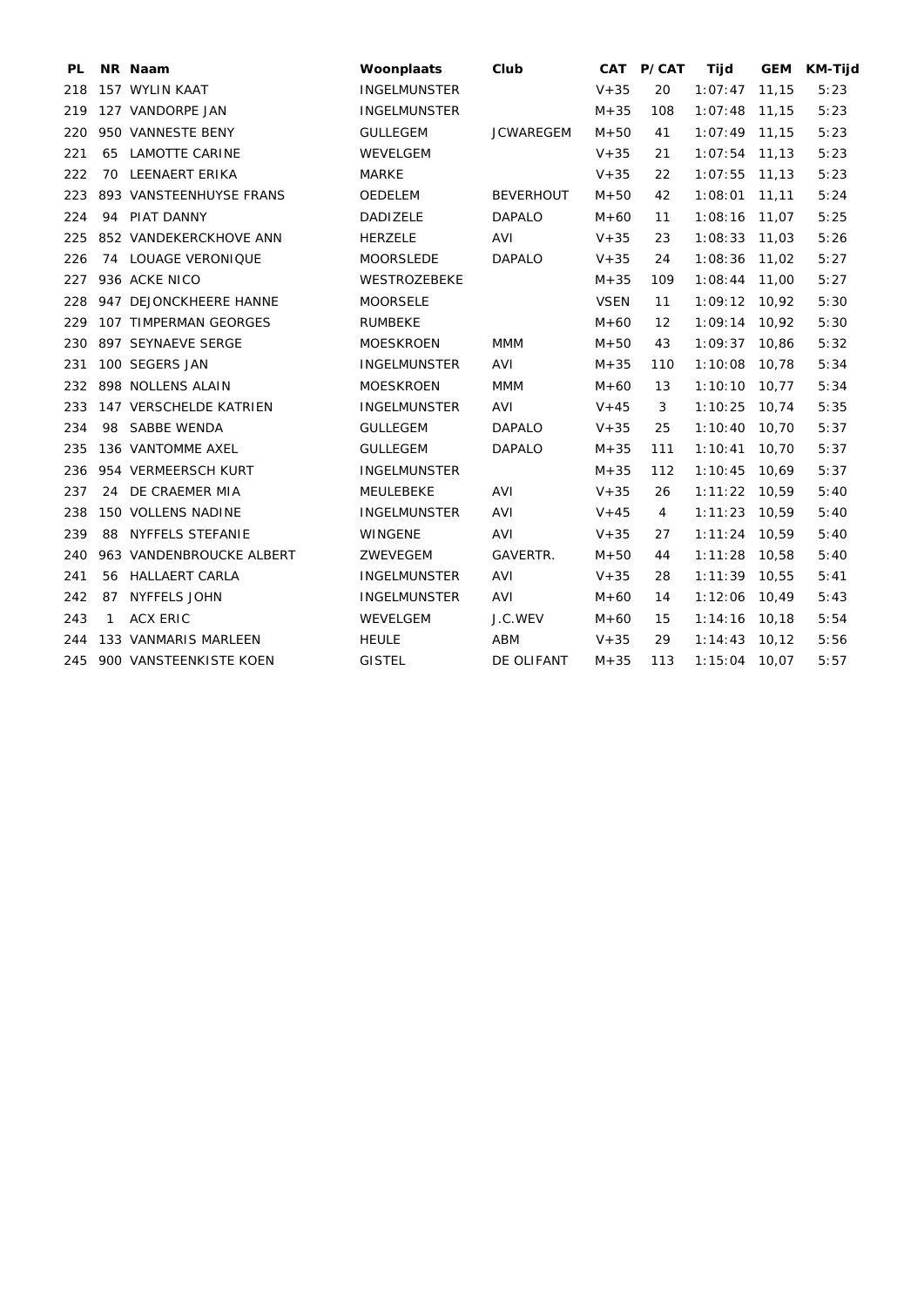| PL | NR | Naam | Woonplaats | Club | CAT | P/CAT | Tijd | GEM | KM-Tijd |
|---|---|---|---|---|---|---|---|---|---|
| 218 | 157 | WYLIN KAAT | INGELMUNSTER | | V+35 | 20 | 1:07:47 | 11,15 | 5:23 |
| 219 | 127 | VANDORPE JAN | INGELMUNSTER | | M+35 | 108 | 1:07:48 | 11,15 | 5:23 |
| 220 | 950 | VANNESTE BENY | GULLEGEM | JCWAREGEM | M+50 | 41 | 1:07:49 | 11,15 | 5:23 |
| 221 | 65 | LAMOTTE CARINE | WEVELGEM | | V+35 | 21 | 1:07:54 | 11,13 | 5:23 |
| 222 | 70 | LEENAERT ERIKA | MARKE | | V+35 | 22 | 1:07:55 | 11,13 | 5:23 |
| 223 | 893 | VANSTEENHUYSE FRANS | OEDELEM | BEVERHOUT | M+50 | 42 | 1:08:01 | 11,11 | 5:24 |
| 224 | 94 | PIAT DANNY | DADIZELE | DAPALO | M+60 | 11 | 1:08:16 | 11,07 | 5:25 |
| 225 | 852 | VANDEKERCKHOVE ANN | HERZELE | AVI | V+35 | 23 | 1:08:33 | 11,03 | 5:26 |
| 226 | 74 | LOUAGE VERONIQUE | MOORSLEDE | DAPALO | V+35 | 24 | 1:08:36 | 11,02 | 5:27 |
| 227 | 936 | ACKE NICO | WESTROZEBEKE | | M+35 | 109 | 1:08:44 | 11,00 | 5:27 |
| 228 | 947 | DEJONCKHEERE HANNE | MOORSELE | | VSEN | 11 | 1:09:12 | 10,92 | 5:30 |
| 229 | 107 | TIMPERMAN GEORGES | RUMBEKE | | M+60 | 12 | 1:09:14 | 10,92 | 5:30 |
| 230 | 897 | SEYNAEVE SERGE | MOESKROEN | MMM | M+50 | 43 | 1:09:37 | 10,86 | 5:32 |
| 231 | 100 | SEGERS JAN | INGELMUNSTER | AVI | M+35 | 110 | 1:10:08 | 10,78 | 5:34 |
| 232 | 898 | NOLLENS ALAIN | MOESKROEN | MMM | M+60 | 13 | 1:10:10 | 10,77 | 5:34 |
| 233 | 147 | VERSCHELDE KATRIEN | INGELMUNSTER | AVI | V+45 | 3 | 1:10:25 | 10,74 | 5:35 |
| 234 | 98 | SABBE WENDA | GULLEGEM | DAPALO | V+35 | 25 | 1:10:40 | 10,70 | 5:37 |
| 235 | 136 | VANTOMME AXEL | GULLEGEM | DAPALO | M+35 | 111 | 1:10:41 | 10,70 | 5:37 |
| 236 | 954 | VERMEERSCH KURT | INGELMUNSTER | | M+35 | 112 | 1:10:45 | 10,69 | 5:37 |
| 237 | 24 | DE CRAEMER MIA | MEULEBEKE | AVI | V+35 | 26 | 1:11:22 | 10,59 | 5:40 |
| 238 | 150 | VOLLENS NADINE | INGELMUNSTER | AVI | V+45 | 4 | 1:11:23 | 10,59 | 5:40 |
| 239 | 88 | NYFFELS STEFANIE | WINGENE | AVI | V+35 | 27 | 1:11:24 | 10,59 | 5:40 |
| 240 | 963 | VANDENBROUCKE ALBERT | ZWEVEGEM | GAVERTR. | M+50 | 44 | 1:11:28 | 10,58 | 5:40 |
| 241 | 56 | HALLAERT CARLA | INGELMUNSTER | AVI | V+35 | 28 | 1:11:39 | 10,55 | 5:41 |
| 242 | 87 | NYFFELS JOHN | INGELMUNSTER | AVI | M+60 | 14 | 1:12:06 | 10,49 | 5:43 |
| 243 | 1 | ACX ERIC | WEVELGEM | J.C.WEV | M+60 | 15 | 1:14:16 | 10,18 | 5:54 |
| 244 | 133 | VANMARIS MARLEEN | HEULE | ABM | V+35 | 29 | 1:14:43 | 10,12 | 5:56 |
| 245 | 900 | VANSTEENKISTE KOEN | GISTEL | DE OLIFANT | M+35 | 113 | 1:15:04 | 10,07 | 5:57 |